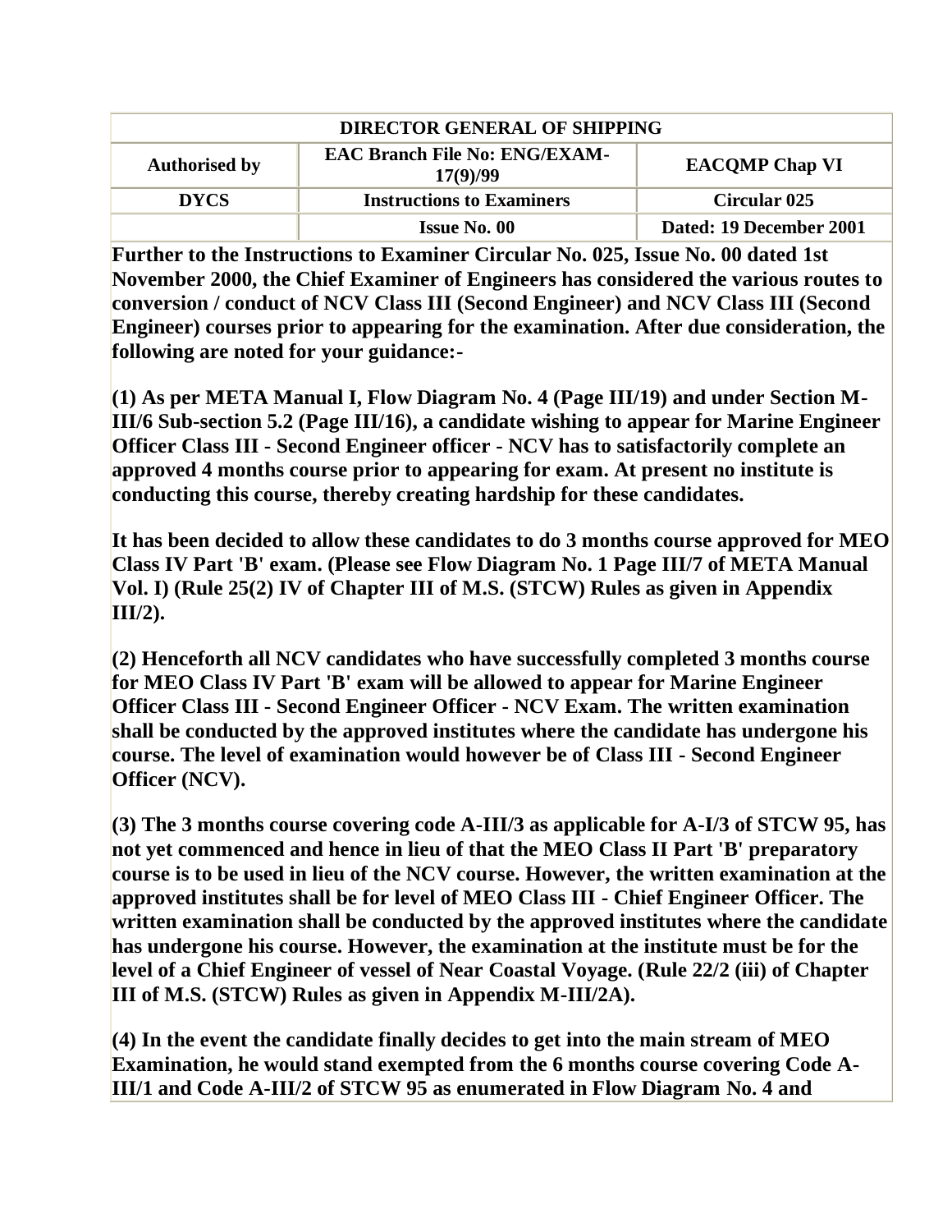| DIRECTOR GENERAL OF SHIPPING | | |
|---|---|---|
| **Authorised by** | **EAC Branch File No: ENG/EXAM-17(9)/99** | **EACQMP Chap VI** |
| **DYCS** | **Instructions to Examiners** | **Circular 025** |
| | **Issue No. 00** | **Dated: 19 December 2001** |

**Further to the Instructions to Examiner Circular No. 025, Issue No. 00 dated 1st November 2000, the Chief Examiner of Engineers has considered the various routes to conversion / conduct of NCV Class III (Second Engineer) and NCV Class III (Second Engineer) courses prior to appearing for the examination. After due consideration, the following are noted for your guidance:-**

**(1) As per META Manual I, Flow Diagram No. 4 (Page III/19) and under Section M-III/6 Sub-section 5.2 (Page III/16), a candidate wishing to appear for Marine Engineer Officer Class III - Second Engineer officer - NCV has to satisfactorily complete an approved 4 months course prior to appearing for exam. At present no institute is conducting this course, thereby creating hardship for these candidates.**

**It has been decided to allow these candidates to do 3 months course approved for MEO Class IV Part 'B' exam. (Please see Flow Diagram No. 1 Page III/7 of META Manual Vol. I) (Rule 25(2) IV of Chapter III of M.S. (STCW) Rules as given in Appendix III/2).**

**(2) Henceforth all NCV candidates who have successfully completed 3 months course for MEO Class IV Part 'B' exam will be allowed to appear for Marine Engineer Officer Class III - Second Engineer Officer - NCV Exam. The written examination shall be conducted by the approved institutes where the candidate has undergone his course. The level of examination would however be of Class III - Second Engineer Officer (NCV).**

**(3) The 3 months course covering code A-III/3 as applicable for A-I/3 of STCW 95, has not yet commenced and hence in lieu of that the MEO Class II Part 'B' preparatory course is to be used in lieu of the NCV course. However, the written examination at the approved institutes shall be for level of MEO Class III - Chief Engineer Officer. The written examination shall be conducted by the approved institutes where the candidate has undergone his course. However, the examination at the institute must be for the level of a Chief Engineer of vessel of Near Coastal Voyage. (Rule 22/2 (iii) of Chapter III of M.S. (STCW) Rules as given in Appendix M-III/2A).**

**(4) In the event the candidate finally decides to get into the main stream of MEO Examination, he would stand exempted from the 6 months course covering Code A-III/1 and Code A-III/2 of STCW 95 as enumerated in Flow Diagram No. 4 and**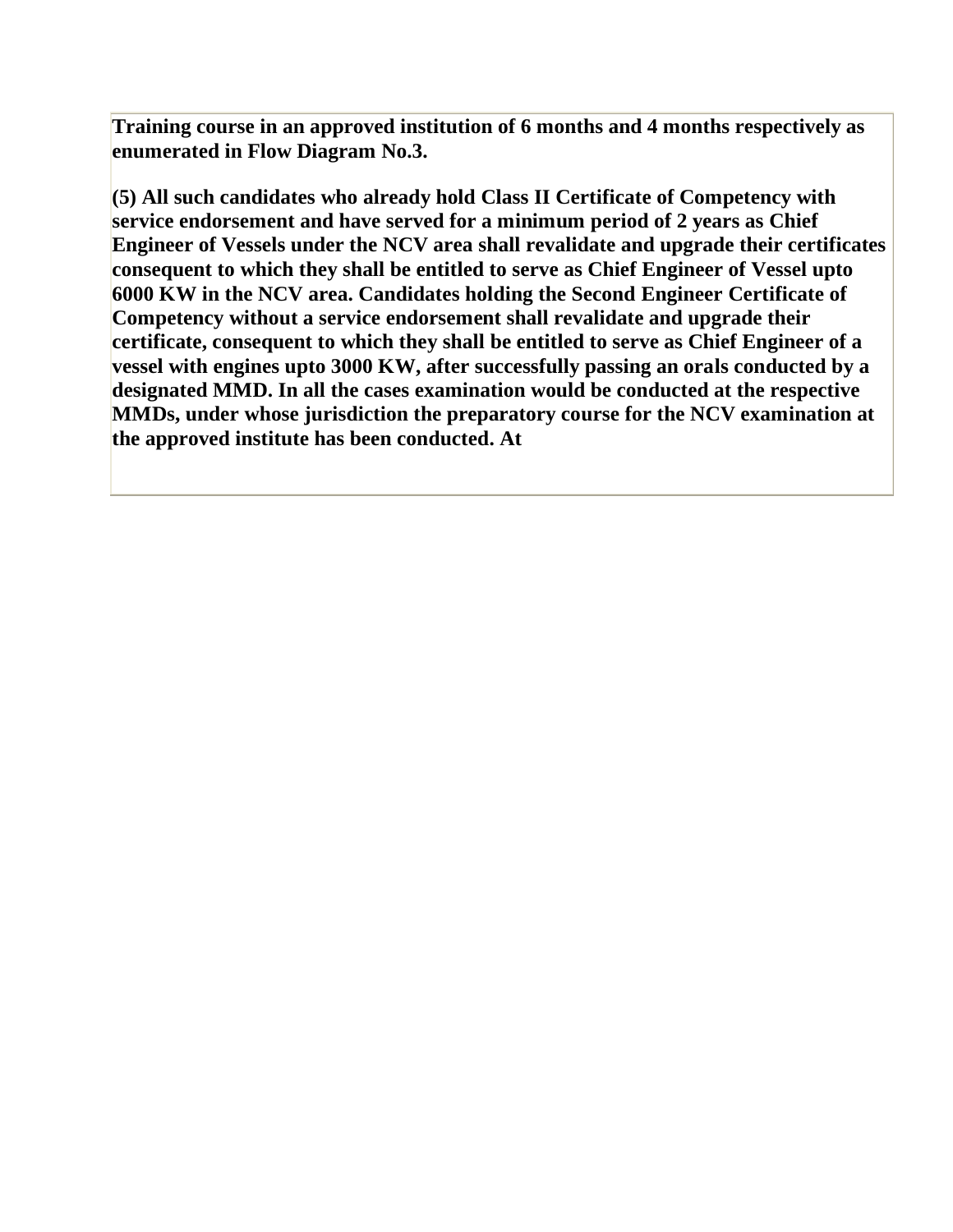**Training course in an approved institution of 6 months and 4 months respectively as enumerated in Flow Diagram No.3.**

**(5) All such candidates who already hold Class II Certificate of Competency with service endorsement and have served for a minimum period of 2 years as Chief Engineer of Vessels under the NCV area shall revalidate and upgrade their certificates consequent to which they shall be entitled to serve as Chief Engineer of Vessel upto 6000 KW in the NCV area. Candidates holding the Second Engineer Certificate of Competency without a service endorsement shall revalidate and upgrade their certificate, consequent to which they shall be entitled to serve as Chief Engineer of a vessel with engines upto 3000 KW, after successfully passing an orals conducted by a designated MMD. In all the cases examination would be conducted at the respective MMDs, under whose jurisdiction the preparatory course for the NCV examination at the approved institute has been conducted. At**